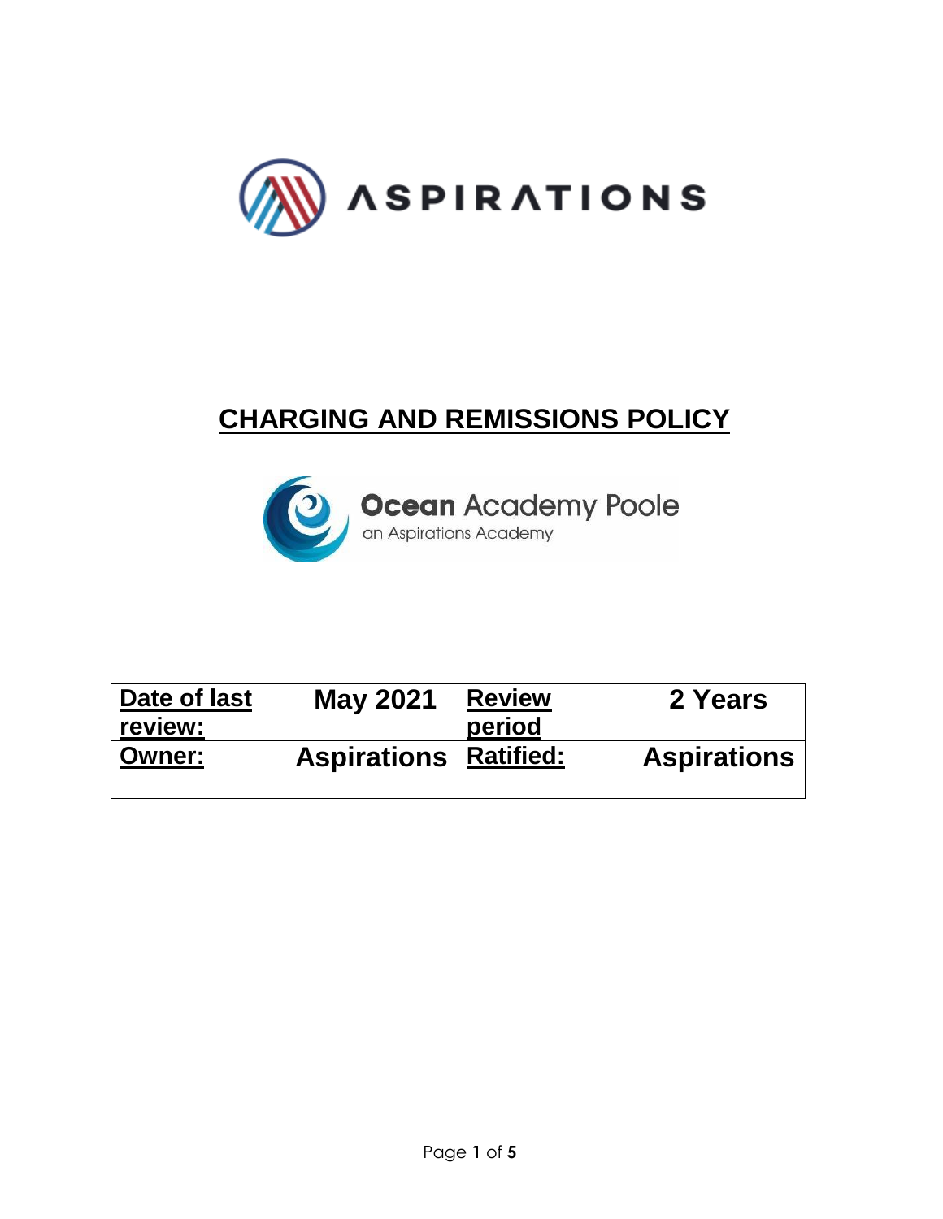ASPIRATIONS

# CHARGING AND REMISSIONS POLICY

**Ocean** Academy Poole
an Aspirations Academy

| **Date of last review:** | **May 2021** | **Review period** | **2 Years** |
|---|---|---|---|
| **Owner:** | **Aspirations** | **Ratified:** | **Aspirations** |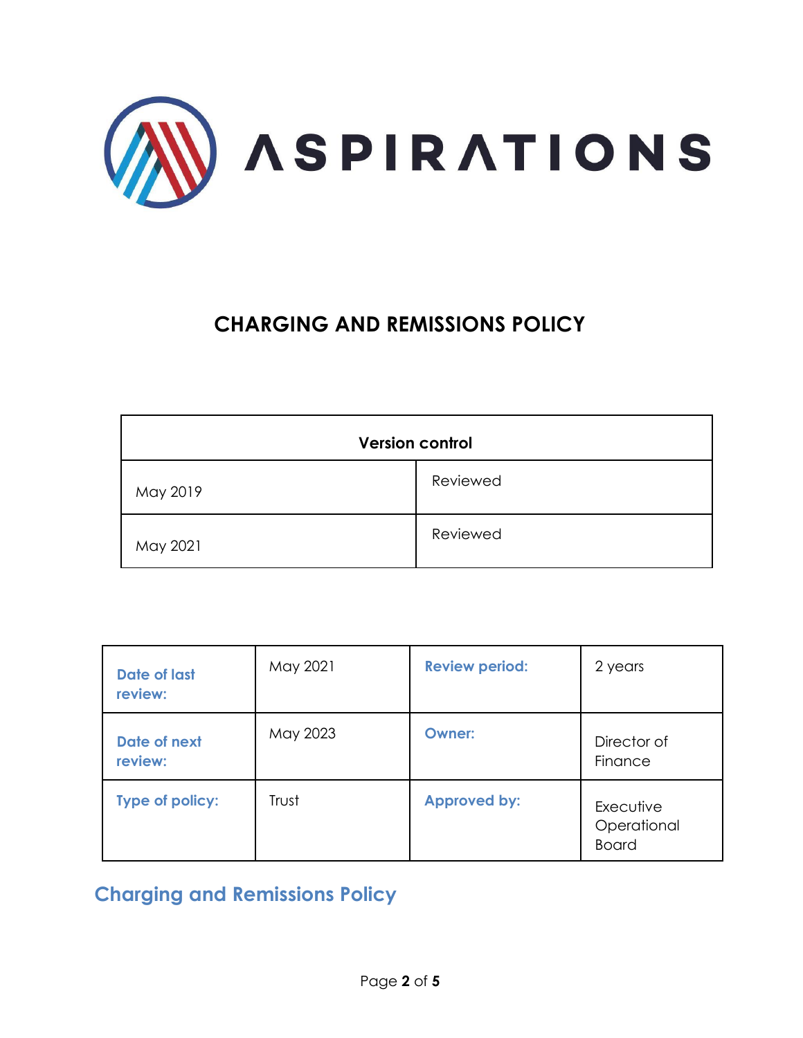ASPIRATIONS

# CHARGING AND REMISSIONS POLICY

| Version control | |
|---|---|
| May 2019 | Reviewed |
| May 2021 | Reviewed |

| Date of last review: | May 2021 | Review period: | 2 years |
|---|---|---|---|
| Date of next review: | May 2023 | Owner: | Director of Finance |
| Type of policy: | Trust | Approved by: | Executive Operational Board |

## Charging and Remissions Policy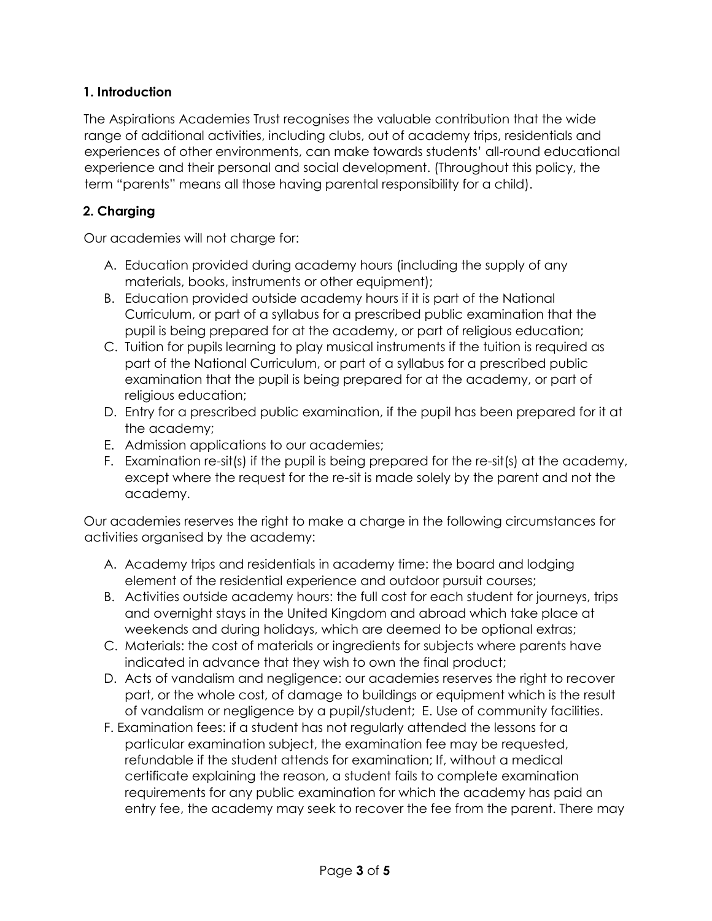### 1. Introduction

The Aspirations Academies Trust recognises the valuable contribution that the wide range of additional activities, including clubs, out of academy trips, residentials and experiences of other environments, can make towards students' all-round educational experience and their personal and social development. (Throughout this policy, the term "parents" means all those having parental responsibility for a child).

### 2. Charging

Our academies will not charge for:

A. Education provided during academy hours (including the supply of any materials, books, instruments or other equipment);
B. Education provided outside academy hours if it is part of the National Curriculum, or part of a syllabus for a prescribed public examination that the pupil is being prepared for at the academy, or part of religious education;
C. Tuition for pupils learning to play musical instruments if the tuition is required as part of the National Curriculum, or part of a syllabus for a prescribed public examination that the pupil is being prepared for at the academy, or part of religious education;
D. Entry for a prescribed public examination, if the pupil has been prepared for it at the academy;
E. Admission applications to our academies;
F. Examination re-sit(s) if the pupil is being prepared for the re-sit(s) at the academy, except where the request for the re-sit is made solely by the parent and not the academy.

Our academies reserves the right to make a charge in the following circumstances for activities organised by the academy:

A. Academy trips and residentials in academy time: the board and lodging element of the residential experience and outdoor pursuit courses;
B. Activities outside academy hours: the full cost for each student for journeys, trips and overnight stays in the United Kingdom and abroad which take place at weekends and during holidays, which are deemed to be optional extras;
C. Materials: the cost of materials or ingredients for subjects where parents have indicated in advance that they wish to own the final product;
D. Acts of vandalism and negligence: our academies reserves the right to recover part, or the whole cost, of damage to buildings or equipment which is the result of vandalism or negligence by a pupil/student; E. Use of community facilities.
F. Examination fees: if a student has not regularly attended the lessons for a particular examination subject, the examination fee may be requested, refundable if the student attends for examination; If, without a medical certificate explaining the reason, a student fails to complete examination requirements for any public examination for which the academy has paid an entry fee, the academy may seek to recover the fee from the parent. There may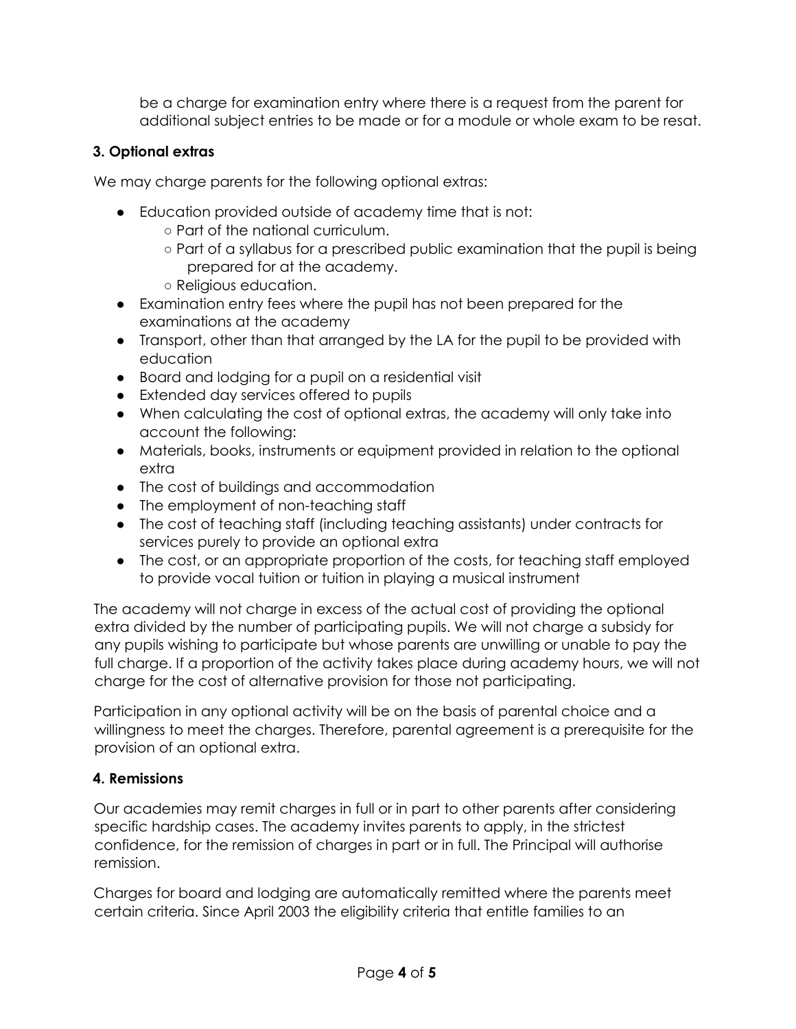be a charge for examination entry where there is a request from the parent for additional subject entries to be made or for a module or whole exam to be resat.

### 3. Optional extras

We may charge parents for the following optional extras:

- Education provided outside of academy time that is not:
  - Part of the national curriculum.
  - Part of a syllabus for a prescribed public examination that the pupil is being prepared for at the academy.
  - Religious education.
- Examination entry fees where the pupil has not been prepared for the examinations at the academy
- Transport, other than that arranged by the LA for the pupil to be provided with education
- Board and lodging for a pupil on a residential visit
- Extended day services offered to pupils
- When calculating the cost of optional extras, the academy will only take into account the following:
- Materials, books, instruments or equipment provided in relation to the optional extra
- The cost of buildings and accommodation
- The employment of non-teaching staff
- The cost of teaching staff (including teaching assistants) under contracts for services purely to provide an optional extra
- The cost, or an appropriate proportion of the costs, for teaching staff employed to provide vocal tuition or tuition in playing a musical instrument

The academy will not charge in excess of the actual cost of providing the optional extra divided by the number of participating pupils. We will not charge a subsidy for any pupils wishing to participate but whose parents are unwilling or unable to pay the full charge. If a proportion of the activity takes place during academy hours, we will not charge for the cost of alternative provision for those not participating.

Participation in any optional activity will be on the basis of parental choice and a willingness to meet the charges. Therefore, parental agreement is a prerequisite for the provision of an optional extra.

### 4. Remissions

Our academies may remit charges in full or in part to other parents after considering specific hardship cases. The academy invites parents to apply, in the strictest confidence, for the remission of charges in part or in full. The Principal will authorise remission.

Charges for board and lodging are automatically remitted where the parents meet certain criteria. Since April 2003 the eligibility criteria that entitle families to an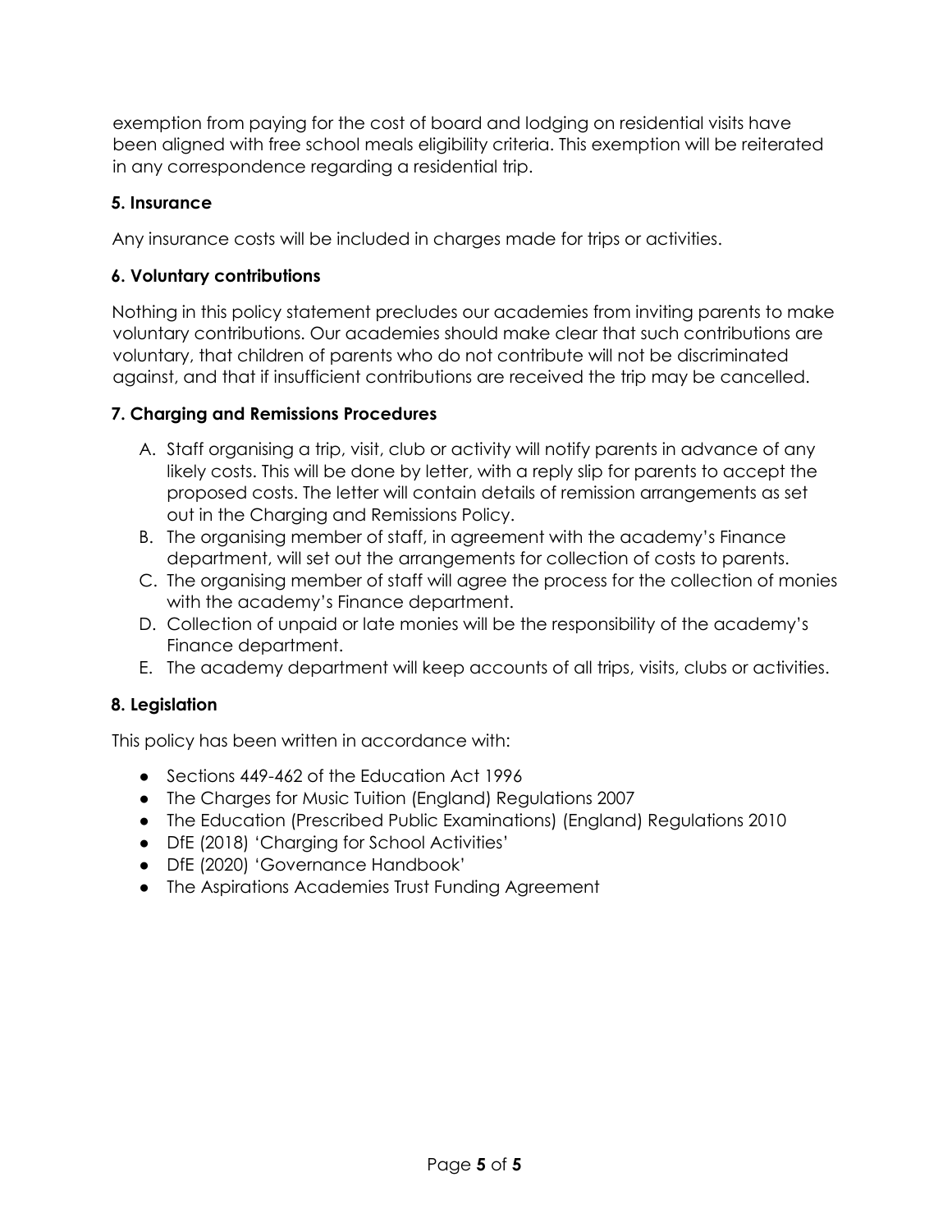exemption from paying for the cost of board and lodging on residential visits have been aligned with free school meals eligibility criteria. This exemption will be reiterated in any correspondence regarding a residential trip.

### 5. Insurance

Any insurance costs will be included in charges made for trips or activities.

### 6. Voluntary contributions

Nothing in this policy statement precludes our academies from inviting parents to make voluntary contributions. Our academies should make clear that such contributions are voluntary, that children of parents who do not contribute will not be discriminated against, and that if insufficient contributions are received the trip may be cancelled.

### 7. Charging and Remissions Procedures

A. Staff organising a trip, visit, club or activity will notify parents in advance of any likely costs. This will be done by letter, with a reply slip for parents to accept the proposed costs. The letter will contain details of remission arrangements as set out in the Charging and Remissions Policy.
B. The organising member of staff, in agreement with the academy's Finance department, will set out the arrangements for collection of costs to parents.
C. The organising member of staff will agree the process for the collection of monies with the academy's Finance department.
D. Collection of unpaid or late monies will be the responsibility of the academy's Finance department.
E. The academy department will keep accounts of all trips, visits, clubs or activities.

### 8. Legislation

This policy has been written in accordance with:

- Sections 449-462 of the Education Act 1996
- The Charges for Music Tuition (England) Regulations 2007
- The Education (Prescribed Public Examinations) (England) Regulations 2010
- DfE (2018) 'Charging for School Activities'
- DfE (2020) 'Governance Handbook'
- The Aspirations Academies Trust Funding Agreement